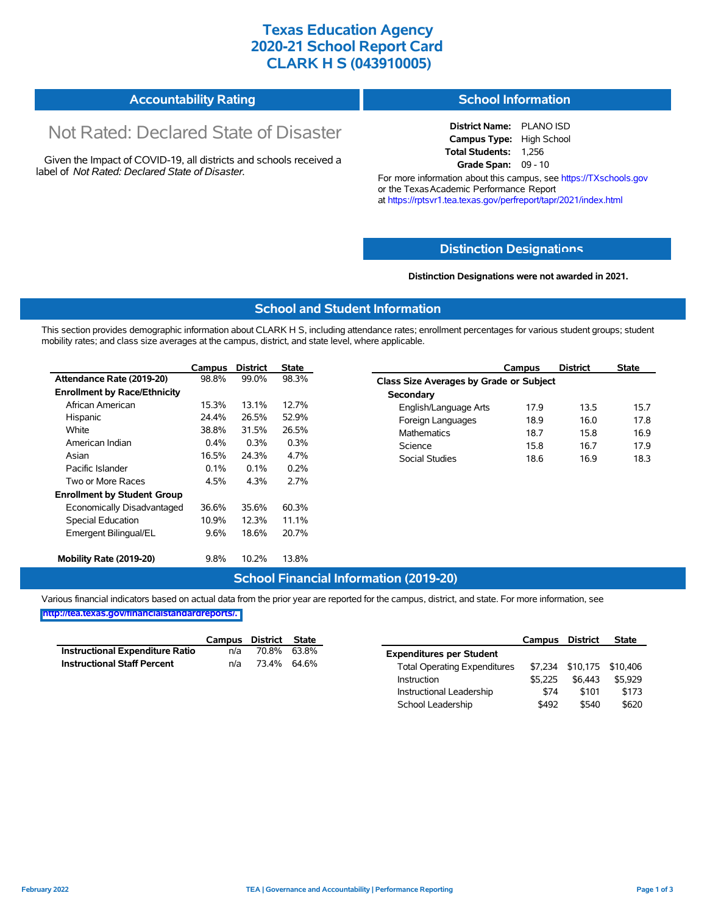# Texas Education Agency
# 2020-21 School Report Card
# CLARK H S (043910005)

## Accountability Rating

Not Rated: Declared State of Disaster

Given the Impact of COVID-19, all districts and schools received a label of *Not Rated: Declared State of Disaster*.

## School Information

**District Name:** PLANO ISD
**Campus Type:** High School
**Total Students:** 1,256
**Grade Span:** 09 - 10

For more information about this campus, see https://TXschools.gov or the Texas Academic Performance Report at https://rptsvr1.tea.texas.gov/perfreport/tapr/2021/index.html

## Distinction Designations

**Distinction Designations were not awarded in 2021.**

## School and Student Information

This section provides demographic information about CLARK H S, including attendance rates; enrollment percentages for various student groups; student mobility rates; and class size averages at the campus, district, and state level, where applicable.

| | Campus | District | State |
|---|---|---|---|
| **Attendance Rate (2019-20)** | 98.8% | 99.0% | 98.3% |
| **Enrollment by Race/Ethnicity** | | | |
| African American | 15.3% | 13.1% | 12.7% |
| Hispanic | 24.4% | 26.5% | 52.9% |
| White | 38.8% | 31.5% | 26.5% |
| American Indian | 0.4% | 0.3% | 0.3% |
| Asian | 16.5% | 24.3% | 4.7% |
| Pacific Islander | 0.1% | 0.1% | 0.2% |
| Two or More Races | 4.5% | 4.3% | 2.7% |
| **Enrollment by Student Group** | | | |
| Economically Disadvantaged | 36.6% | 35.6% | 60.3% |
| Special Education | 10.9% | 12.3% | 11.1% |
| Emergent Bilingual/EL | 9.6% | 18.6% | 20.7% |
| **Mobility Rate (2019-20)** | 9.8% | 10.2% | 13.8% |

| | Campus | District | State |
|---|---|---|---|
| **Class Size Averages by Grade or Subject** | | | |
| **Secondary** | | | |
| English/Language Arts | 17.9 | 13.5 | 15.7 |
| Foreign Languages | 18.9 | 16.0 | 17.8 |
| Mathematics | 18.7 | 15.8 | 16.9 |
| Science | 15.8 | 16.7 | 17.9 |
| Social Studies | 18.6 | 16.9 | 18.3 |

## School Financial Information (2019-20)

Various financial indicators based on actual data from the prior year are reported for the campus, district, and state. For more information, see http://tea.texas.gov/financialstandardreports/.

| | Campus | District | State |
|---|---|---|---|
| **Instructional Expenditure Ratio** | n/a | 70.8% | 63.8% |
| **Instructional Staff Percent** | n/a | 73.4% | 64.6% |

| | Campus | District | State |
|---|---|---|---|
| **Expenditures per Student** | | | |
| Total Operating Expenditures | $7,234 | $10,175 | $10,406 |
| Instruction | $5,225 | $6,443 | $5,929 |
| Instructional Leadership | $74 | $101 | $173 |
| School Leadership | $492 | $540 | $620 |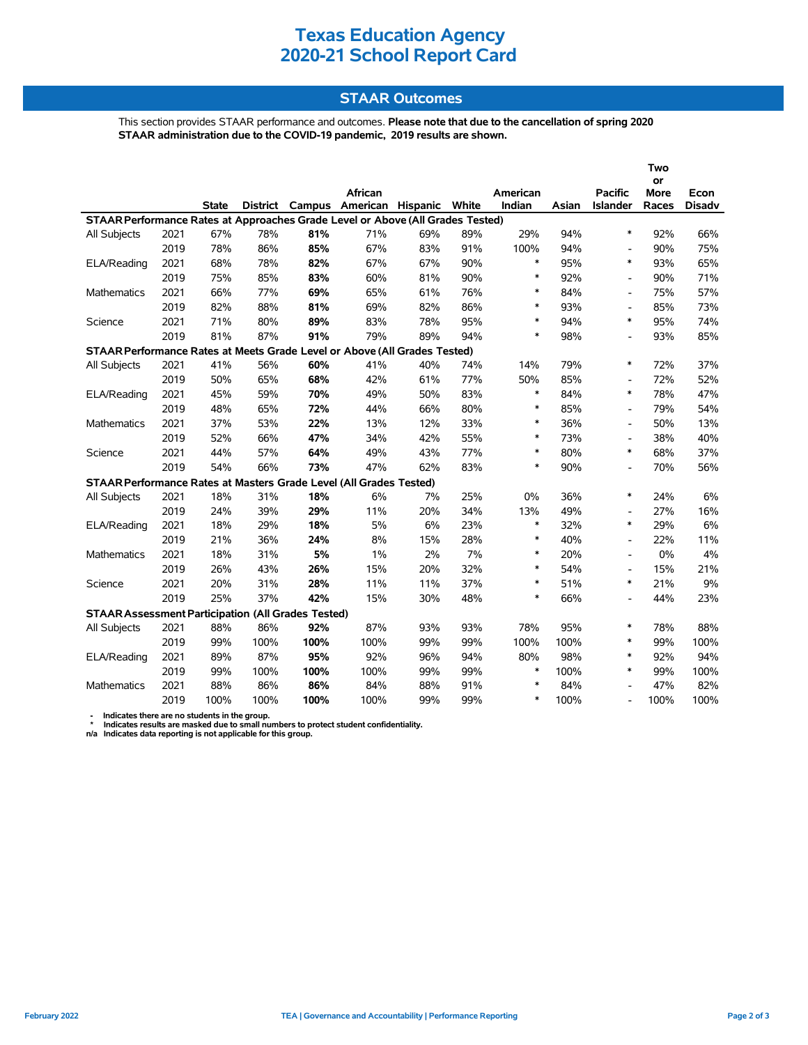# Texas Education Agency
# 2020-21 School Report Card

## STAAR Outcomes

This section provides STAAR performance and outcomes. **Please note that due to the cancellation of spring 2020 STAAR administration due to the COVID-19 pandemic, 2019 results are shown.**

| | | State | District | Campus | African American | Hispanic | White | American Indian | Asian | Pacific Islander | Two or More Races | Econ Disadv |
|---|---|---|---|---|---|---|---|---|---|---|---|---|
| **STAAR Performance Rates at Approaches Grade Level or Above (All Grades Tested)** | | | | | | | | | | | | |
| All Subjects | 2021 | 67% | 78% | **81%** | 71% | 69% | 89% | 29% | 94% | * | 92% | 66% |
| | 2019 | 78% | 86% | **85%** | 67% | 83% | 91% | 100% | 94% | - | 90% | 75% |
| ELA/Reading | 2021 | 68% | 78% | **82%** | 67% | 67% | 90% | * | 95% | * | 93% | 65% |
| | 2019 | 75% | 85% | **83%** | 60% | 81% | 90% | * | 92% | - | 90% | 71% |
| Mathematics | 2021 | 66% | 77% | **69%** | 65% | 61% | 76% | * | 84% | - | 75% | 57% |
| | 2019 | 82% | 88% | **81%** | 69% | 82% | 86% | * | 93% | - | 85% | 73% |
| Science | 2021 | 71% | 80% | **89%** | 83% | 78% | 95% | * | 94% | * | 95% | 74% |
| | 2019 | 81% | 87% | **91%** | 79% | 89% | 94% | * | 98% | - | 93% | 85% |
| **STAAR Performance Rates at Meets Grade Level or Above (All Grades Tested)** | | | | | | | | | | | | |
| All Subjects | 2021 | 41% | 56% | **60%** | 41% | 40% | 74% | 14% | 79% | * | 72% | 37% |
| | 2019 | 50% | 65% | **68%** | 42% | 61% | 77% | 50% | 85% | - | 72% | 52% |
| ELA/Reading | 2021 | 45% | 59% | **70%** | 49% | 50% | 83% | * | 84% | * | 78% | 47% |
| | 2019 | 48% | 65% | **72%** | 44% | 66% | 80% | * | 85% | - | 79% | 54% |
| Mathematics | 2021 | 37% | 53% | **22%** | 13% | 12% | 33% | * | 36% | - | 50% | 13% |
| | 2019 | 52% | 66% | **47%** | 34% | 42% | 55% | * | 73% | - | 38% | 40% |
| Science | 2021 | 44% | 57% | **64%** | 49% | 43% | 77% | * | 80% | * | 68% | 37% |
| | 2019 | 54% | 66% | **73%** | 47% | 62% | 83% | * | 90% | - | 70% | 56% |
| **STAAR Performance Rates at Masters Grade Level (All Grades Tested)** | | | | | | | | | | | | |
| All Subjects | 2021 | 18% | 31% | **18%** | 6% | 7% | 25% | 0% | 36% | * | 24% | 6% |
| | 2019 | 24% | 39% | **29%** | 11% | 20% | 34% | 13% | 49% | - | 27% | 16% |
| ELA/Reading | 2021 | 18% | 29% | **18%** | 5% | 6% | 23% | * | 32% | * | 29% | 6% |
| | 2019 | 21% | 36% | **24%** | 8% | 15% | 28% | * | 40% | - | 22% | 11% |
| Mathematics | 2021 | 18% | 31% | **5%** | 1% | 2% | 7% | * | 20% | - | 0% | 4% |
| | 2019 | 26% | 43% | **26%** | 15% | 20% | 32% | * | 54% | - | 15% | 21% |
| Science | 2021 | 20% | 31% | **28%** | 11% | 11% | 37% | * | 51% | * | 21% | 9% |
| | 2019 | 25% | 37% | **42%** | 15% | 30% | 48% | * | 66% | - | 44% | 23% |
| **STAAR Assessment Participation (All Grades Tested)** | | | | | | | | | | | | |
| All Subjects | 2021 | 88% | 86% | **92%** | 87% | 93% | 93% | 78% | 95% | * | 78% | 88% |
| | 2019 | 99% | 100% | **100%** | 100% | 99% | 99% | 100% | 100% | * | 99% | 100% |
| ELA/Reading | 2021 | 89% | 87% | **95%** | 92% | 96% | 94% | 80% | 98% | * | 92% | 94% |
| | 2019 | 99% | 100% | **100%** | 100% | 99% | 99% | * | 100% | * | 99% | 100% |
| Mathematics | 2021 | 88% | 86% | **86%** | 84% | 88% | 91% | * | 84% | - | 47% | 82% |
| | 2019 | 100% | 100% | **100%** | 100% | 99% | 99% | * | 100% | - | 100% | 100% |

**-** Indicates there are no students in the group.
**\*** Indicates results are masked due to small numbers to protect student confidentiality.
**n/a** Indicates data reporting is not applicable for this group.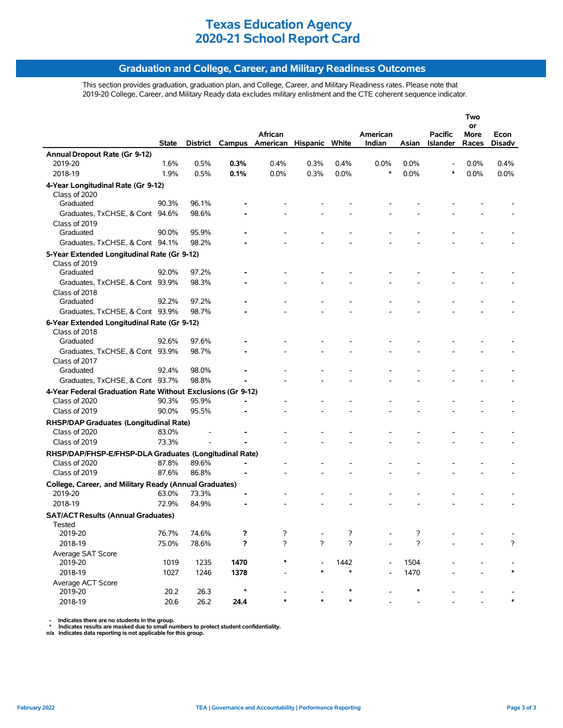# Texas Education Agency
# 2020-21 School Report Card

## Graduation and College, Career, and Military Readiness Outcomes

This section provides graduation, graduation plan, and College, Career, and Military Readiness rates. Please note that 2019-20 College, Career, and Military Ready data excludes military enlistment and the CTE coherent sequence indicator.

| | State | District | Campus | African American | Hispanic | White | American Indian | Asian | Pacific Islander | Two or More Races | Econ Disadv |
|---|---|---|---|---|---|---|---|---|---|---|---|
| **Annual Dropout Rate (Gr 9-12)** | | | | | | | | | | | |
| 2019-20 | 1.6% | 0.5% | **0.3%** | 0.4% | 0.3% | 0.4% | 0.0% | 0.0% | - | 0.0% | 0.4% |
| 2018-19 | 1.9% | 0.5% | **0.1%** | 0.0% | 0.3% | 0.0% | * | 0.0% | * | 0.0% | 0.0% |
| **4-Year Longitudinal Rate (Gr 9-12)** | | | | | | | | | | | |
| Class of 2020 | | | | | | | | | | | |
| Graduated | 90.3% | 96.1% | **-** | - | - | - | - | - | - | - | - |
| Graduates, TxCHSE, & Cont | 94.6% | 98.6% | **-** | - | - | - | - | - | - | - | - |
| Class of 2019 | | | | | | | | | | | |
| Graduated | 90.0% | 95.9% | **-** | - | - | - | - | - | - | - | - |
| Graduates, TxCHSE, & Cont | 94.1% | 98.2% | **-** | - | - | - | - | - | - | - | - |
| **5-Year Extended Longitudinal Rate (Gr 9-12)** | | | | | | | | | | | |
| Class of 2019 | | | | | | | | | | | |
| Graduated | 92.0% | 97.2% | **-** | - | - | - | - | - | - | - | - |
| Graduates, TxCHSE, & Cont | 93.9% | 98.3% | **-** | - | - | - | - | - | - | - | - |
| Class of 2018 | | | | | | | | | | | |
| Graduated | 92.2% | 97.2% | **-** | - | - | - | - | - | - | - | - |
| Graduates, TxCHSE, & Cont | 93.9% | 98.7% | **-** | - | - | - | - | - | - | - | - |
| **6-Year Extended Longitudinal Rate (Gr 9-12)** | | | | | | | | | | | |
| Class of 2018 | | | | | | | | | | | |
| Graduated | 92.6% | 97.6% | **-** | - | - | - | - | - | - | - | - |
| Graduates, TxCHSE, & Cont | 93.9% | 98.7% | **-** | - | - | - | - | - | - | - | - |
| Class of 2017 | | | | | | | | | | | |
| Graduated | 92.4% | 98.0% | **-** | - | - | - | - | - | - | - | - |
| Graduates, TxCHSE, & Cont | 93.7% | 98.8% | **-** | - | - | - | - | - | - | - | - |
| **4-Year Federal Graduation Rate Without Exclusions (Gr 9-12)** | | | | | | | | | | | |
| Class of 2020 | 90.3% | 95.9% | **-** | - | - | - | - | - | - | - | - |
| Class of 2019 | 90.0% | 95.5% | **-** | - | - | - | - | - | - | - | - |
| **RHSP/DAP Graduates (Longitudinal Rate)** | | | | | | | | | | | |
| Class of 2020 | 83.0% | - | **-** | - | - | - | - | - | - | - | - |
| Class of 2019 | 73.3% | - | **-** | - | - | - | - | - | - | - | - |
| **RHSP/DAP/FHSP-E/FHSP-DLA Graduates (Longitudinal Rate)** | | | | | | | | | | | |
| Class of 2020 | 87.8% | 89.6% | **-** | - | - | - | - | - | - | - | - |
| Class of 2019 | 87.6% | 86.8% | **-** | - | - | - | - | - | - | - | - |
| **College, Career, and Military Ready (Annual Graduates)** | | | | | | | | | | | |
| 2019-20 | 63.0% | 73.3% | **-** | - | - | - | - | - | - | - | - |
| 2018-19 | 72.9% | 84.9% | **-** | - | - | - | - | - | - | - | - |
| **SAT/ACT Results (Annual Graduates)** | | | | | | | | | | | |
| Tested | | | | | | | | | | | |
| 2019-20 | 76.7% | 74.6% | **?** | ? | - | ? | - | ? | - | - | - |
| 2018-19 | 75.0% | 78.6% | **?** | ? | ? | ? | - | ? | - | - | ? |
| Average SAT Score | | | | | | | | | | | |
| 2019-20 | 1019 | 1235 | **1470** | * | - | 1442 | - | 1504 | - | - | - |
| 2018-19 | 1027 | 1246 | **1378** | - | * | * | - | 1470 | - | - | * |
| Average ACT Score | | | | | | | | | | | |
| 2019-20 | 20.2 | 26.3 | ***** | - | - | * | - | * | - | - | - |
| 2018-19 | 20.6 | 26.2 | **24.4** | * | * | * | - | - | - | - | * |

**-** Indicates there are no students in the group.
**\*** Indicates results are masked due to small numbers to protect student confidentiality.
**n/a** Indicates data reporting is not applicable for this group.